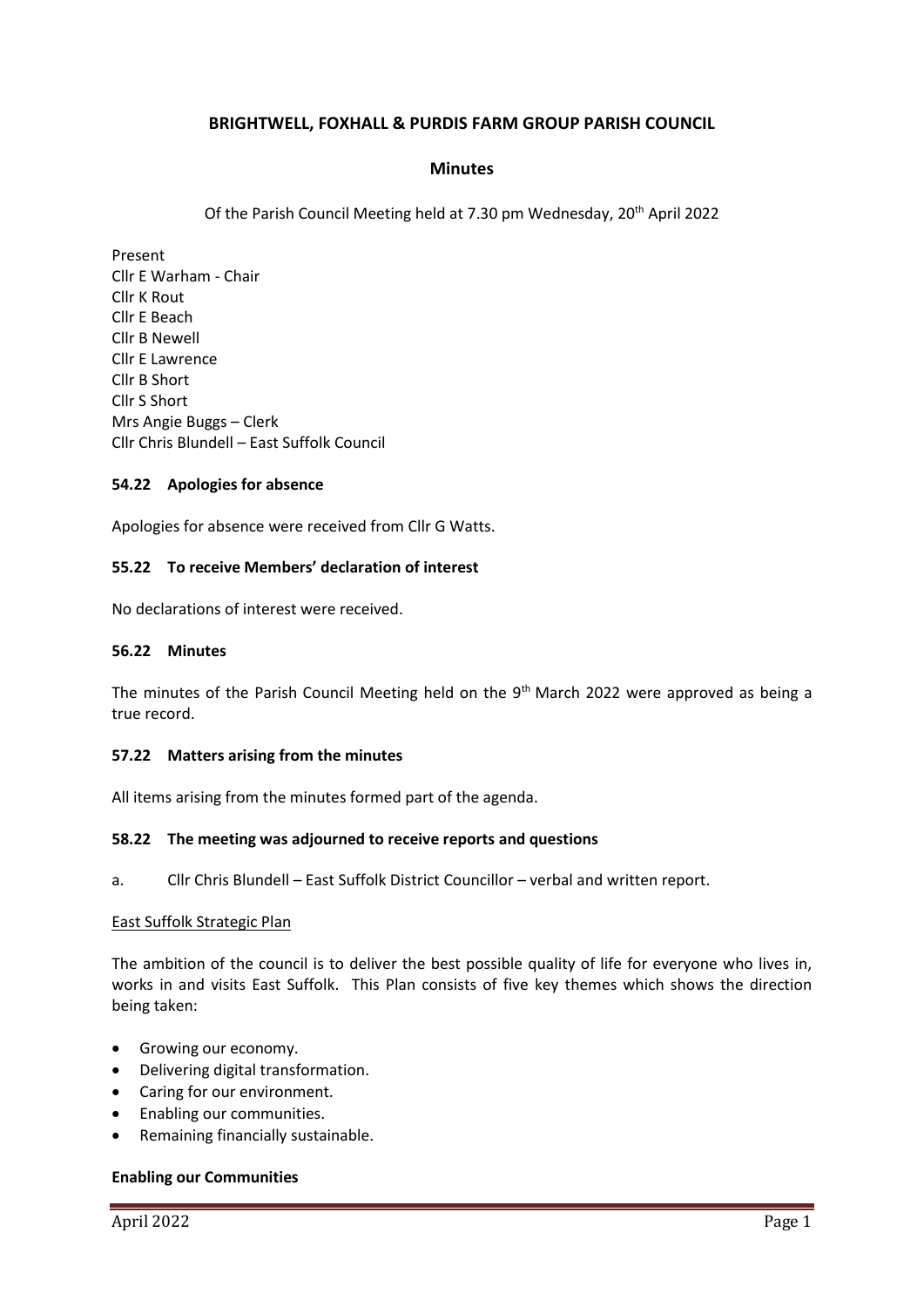# BRIGHTWELL, FOXHALL & PURDIS FARM GROUP PARISH COUNCIL

## Minutes

Of the Parish Council Meeting held at 7.30 pm Wednesday, 20th April 2022

Present
Cllr E Warham - Chair
Cllr K Rout
Cllr E Beach
Cllr B Newell
Cllr E Lawrence
Cllr B Short
Cllr S Short
Mrs Angie Buggs – Clerk
Cllr Chris Blundell – East Suffolk Council

### 54.22 Apologies for absence

Apologies for absence were received from Cllr G Watts.

### 55.22 To receive Members' declaration of interest

No declarations of interest were received.

### 56.22 Minutes

The minutes of the Parish Council Meeting held on the 9th March 2022 were approved as being a true record.

### 57.22 Matters arising from the minutes

All items arising from the minutes formed part of the agenda.

### 58.22 The meeting was adjourned to receive reports and questions

a. Cllr Chris Blundell – East Suffolk District Councillor – verbal and written report.

East Suffolk Strategic Plan

The ambition of the council is to deliver the best possible quality of life for everyone who lives in, works in and visits East Suffolk. This Plan consists of five key themes which shows the direction being taken:

- Growing our economy.
- Delivering digital transformation.
- Caring for our environment.
- Enabling our communities.
- Remaining financially sustainable.

**Enabling our Communities**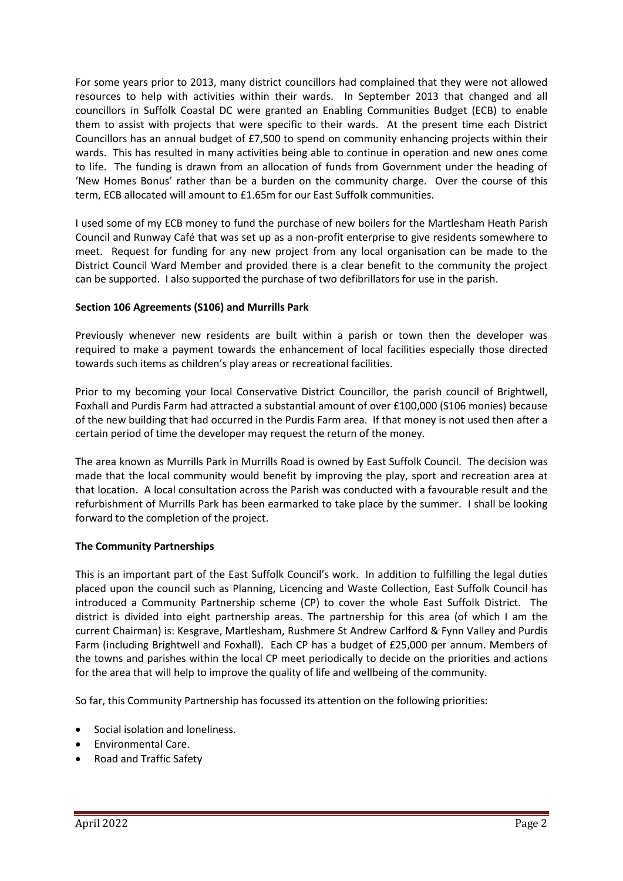For some years prior to 2013, many district councillors had complained that they were not allowed resources to help with activities within their wards. In September 2013 that changed and all councillors in Suffolk Coastal DC were granted an Enabling Communities Budget (ECB) to enable them to assist with projects that were specific to their wards. At the present time each District Councillors has an annual budget of £7,500 to spend on community enhancing projects within their wards. This has resulted in many activities being able to continue in operation and new ones come to life. The funding is drawn from an allocation of funds from Government under the heading of 'New Homes Bonus' rather than be a burden on the community charge. Over the course of this term, ECB allocated will amount to £1.65m for our East Suffolk communities.

I used some of my ECB money to fund the purchase of new boilers for the Martlesham Heath Parish Council and Runway Café that was set up as a non-profit enterprise to give residents somewhere to meet. Request for funding for any new project from any local organisation can be made to the District Council Ward Member and provided there is a clear benefit to the community the project can be supported. I also supported the purchase of two defibrillators for use in the parish.

**Section 106 Agreements (S106) and Murrills Park**

Previously whenever new residents are built within a parish or town then the developer was required to make a payment towards the enhancement of local facilities especially those directed towards such items as children's play areas or recreational facilities.

Prior to my becoming your local Conservative District Councillor, the parish council of Brightwell, Foxhall and Purdis Farm had attracted a substantial amount of over £100,000 (S106 monies) because of the new building that had occurred in the Purdis Farm area. If that money is not used then after a certain period of time the developer may request the return of the money.

The area known as Murrills Park in Murrills Road is owned by East Suffolk Council. The decision was made that the local community would benefit by improving the play, sport and recreation area at that location. A local consultation across the Parish was conducted with a favourable result and the refurbishment of Murrills Park has been earmarked to take place by the summer. I shall be looking forward to the completion of the project.

**The Community Partnerships**

This is an important part of the East Suffolk Council's work. In addition to fulfilling the legal duties placed upon the council such as Planning, Licencing and Waste Collection, East Suffolk Council has introduced a Community Partnership scheme (CP) to cover the whole East Suffolk District. The district is divided into eight partnership areas. The partnership for this area (of which I am the current Chairman) is: Kesgrave, Martlesham, Rushmere St Andrew Carlford & Fynn Valley and Purdis Farm (including Brightwell and Foxhall). Each CP has a budget of £25,000 per annum. Members of the towns and parishes within the local CP meet periodically to decide on the priorities and actions for the area that will help to improve the quality of life and wellbeing of the community.

So far, this Community Partnership has focussed its attention on the following priorities:

- Social isolation and loneliness.
- Environmental Care.
- Road and Traffic Safety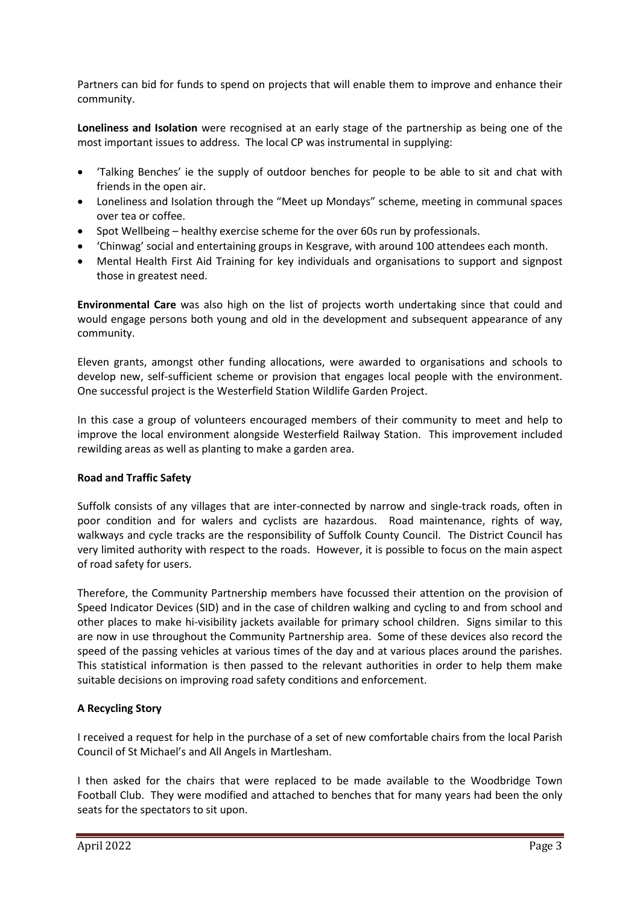Partners can bid for funds to spend on projects that will enable them to improve and enhance their community.

**Loneliness and Isolation** were recognised at an early stage of the partnership as being one of the most important issues to address. The local CP was instrumental in supplying:

- 'Talking Benches' ie the supply of outdoor benches for people to be able to sit and chat with friends in the open air.
- Loneliness and Isolation through the "Meet up Mondays" scheme, meeting in communal spaces over tea or coffee.
- Spot Wellbeing – healthy exercise scheme for the over 60s run by professionals.
- 'Chinwag' social and entertaining groups in Kesgrave, with around 100 attendees each month.
- Mental Health First Aid Training for key individuals and organisations to support and signpost those in greatest need.

**Environmental Care** was also high on the list of projects worth undertaking since that could and would engage persons both young and old in the development and subsequent appearance of any community.

Eleven grants, amongst other funding allocations, were awarded to organisations and schools to develop new, self-sufficient scheme or provision that engages local people with the environment. One successful project is the Westerfield Station Wildlife Garden Project.

In this case a group of volunteers encouraged members of their community to meet and help to improve the local environment alongside Westerfield Railway Station. This improvement included rewilding areas as well as planting to make a garden area.

**Road and Traffic Safety**

Suffolk consists of any villages that are inter-connected by narrow and single-track roads, often in poor condition and for walers and cyclists are hazardous. Road maintenance, rights of way, walkways and cycle tracks are the responsibility of Suffolk County Council. The District Council has very limited authority with respect to the roads. However, it is possible to focus on the main aspect of road safety for users.

Therefore, the Community Partnership members have focussed their attention on the provision of Speed Indicator Devices (SID) and in the case of children walking and cycling to and from school and other places to make hi-visibility jackets available for primary school children. Signs similar to this are now in use throughout the Community Partnership area. Some of these devices also record the speed of the passing vehicles at various times of the day and at various places around the parishes. This statistical information is then passed to the relevant authorities in order to help them make suitable decisions on improving road safety conditions and enforcement.

**A Recycling Story**

I received a request for help in the purchase of a set of new comfortable chairs from the local Parish Council of St Michael's and All Angels in Martlesham.

I then asked for the chairs that were replaced to be made available to the Woodbridge Town Football Club. They were modified and attached to benches that for many years had been the only seats for the spectators to sit upon.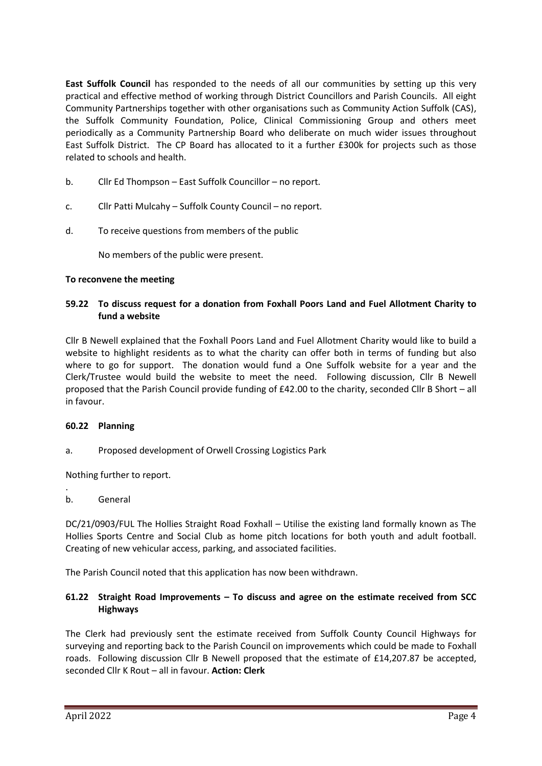**East Suffolk Council** has responded to the needs of all our communities by setting up this very practical and effective method of working through District Councillors and Parish Councils. All eight Community Partnerships together with other organisations such as Community Action Suffolk (CAS), the Suffolk Community Foundation, Police, Clinical Commissioning Group and others meet periodically as a Community Partnership Board who deliberate on much wider issues throughout East Suffolk District. The CP Board has allocated to it a further £300k for projects such as those related to schools and health.

b. Cllr Ed Thompson – East Suffolk Councillor – no report.

c. Cllr Patti Mulcahy – Suffolk County Council – no report.

d. To receive questions from members of the public

No members of the public were present.

**To reconvene the meeting**

**59.22 To discuss request for a donation from Foxhall Poors Land and Fuel Allotment Charity to fund a website**

Cllr B Newell explained that the Foxhall Poors Land and Fuel Allotment Charity would like to build a website to highlight residents as to what the charity can offer both in terms of funding but also where to go for support. The donation would fund a One Suffolk website for a year and the Clerk/Trustee would build the website to meet the need. Following discussion, Cllr B Newell proposed that the Parish Council provide funding of £42.00 to the charity, seconded Cllr B Short – all in favour.

**60.22 Planning**

a. Proposed development of Orwell Crossing Logistics Park

Nothing further to report.

b. General

DC/21/0903/FUL The Hollies Straight Road Foxhall – Utilise the existing land formally known as The Hollies Sports Centre and Social Club as home pitch locations for both youth and adult football. Creating of new vehicular access, parking, and associated facilities.

The Parish Council noted that this application has now been withdrawn.

**61.22 Straight Road Improvements – To discuss and agree on the estimate received from SCC Highways**

The Clerk had previously sent the estimate received from Suffolk County Council Highways for surveying and reporting back to the Parish Council on improvements which could be made to Foxhall roads. Following discussion Cllr B Newell proposed that the estimate of £14,207.87 be accepted, seconded Cllr K Rout – all in favour. **Action: Clerk**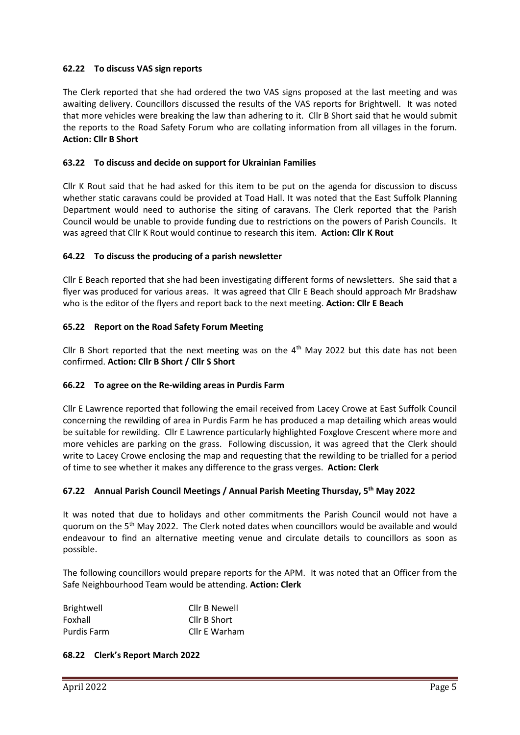### 62.22 To discuss VAS sign reports

The Clerk reported that she had ordered the two VAS signs proposed at the last meeting and was awaiting delivery. Councillors discussed the results of the VAS reports for Brightwell. It was noted that more vehicles were breaking the law than adhering to it. Cllr B Short said that he would submit the reports to the Road Safety Forum who are collating information from all villages in the forum. **Action: Cllr B Short**

### 63.22 To discuss and decide on support for Ukrainian Families

Cllr K Rout said that he had asked for this item to be put on the agenda for discussion to discuss whether static caravans could be provided at Toad Hall. It was noted that the East Suffolk Planning Department would need to authorise the siting of caravans. The Clerk reported that the Parish Council would be unable to provide funding due to restrictions on the powers of Parish Councils. It was agreed that Cllr K Rout would continue to research this item. **Action: Cllr K Rout**

### 64.22 To discuss the producing of a parish newsletter

Cllr E Beach reported that she had been investigating different forms of newsletters. She said that a flyer was produced for various areas. It was agreed that Cllr E Beach should approach Mr Bradshaw who is the editor of the flyers and report back to the next meeting. **Action: Cllr E Beach**

### 65.22 Report on the Road Safety Forum Meeting

Cllr B Short reported that the next meeting was on the 4th May 2022 but this date has not been confirmed. **Action: Cllr B Short / Cllr S Short**

### 66.22 To agree on the Re-wilding areas in Purdis Farm

Cllr E Lawrence reported that following the email received from Lacey Crowe at East Suffolk Council concerning the rewilding of area in Purdis Farm he has produced a map detailing which areas would be suitable for rewilding. Cllr E Lawrence particularly highlighted Foxglove Crescent where more and more vehicles are parking on the grass. Following discussion, it was agreed that the Clerk should write to Lacey Crowe enclosing the map and requesting that the rewilding to be trialled for a period of time to see whether it makes any difference to the grass verges. **Action: Clerk**

### 67.22 Annual Parish Council Meetings / Annual Parish Meeting Thursday, 5th May 2022

It was noted that due to holidays and other commitments the Parish Council would not have a quorum on the 5th May 2022. The Clerk noted dates when councillors would be available and would endeavour to find an alternative meeting venue and circulate details to councillors as soon as possible.

The following councillors would prepare reports for the APM. It was noted that an Officer from the Safe Neighbourhood Team would be attending. **Action: Clerk**

| | |
|---|---|
| Brightwell | Cllr B Newell |
| Foxhall | Cllr B Short |
| Purdis Farm | Cllr E Warham |

### 68.22 Clerk's Report March 2022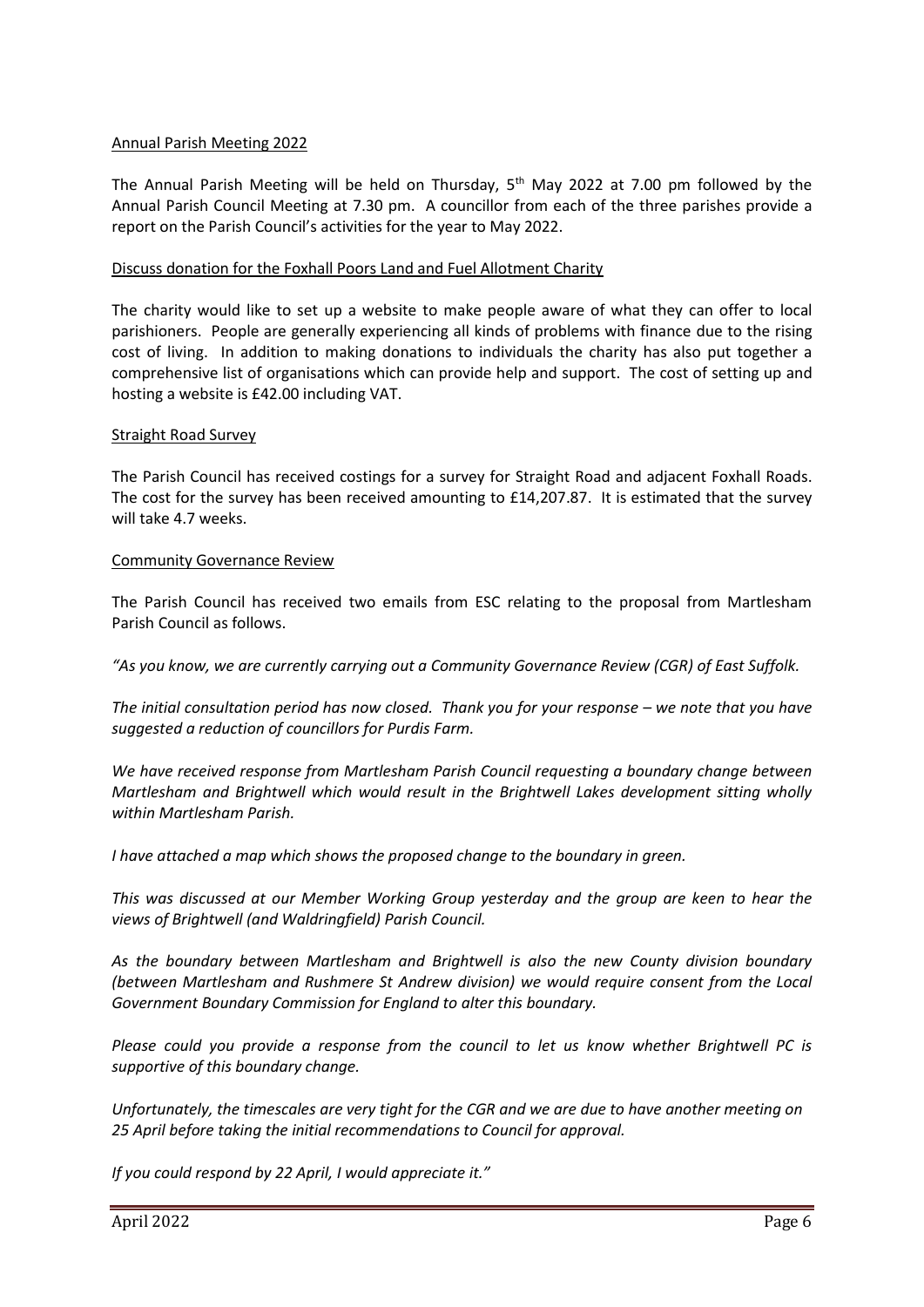## Annual Parish Meeting 2022

The Annual Parish Meeting will be held on Thursday, 5th May 2022 at 7.00 pm followed by the Annual Parish Council Meeting at 7.30 pm. A councillor from each of the three parishes provide a report on the Parish Council's activities for the year to May 2022.

## Discuss donation for the Foxhall Poors Land and Fuel Allotment Charity

The charity would like to set up a website to make people aware of what they can offer to local parishioners. People are generally experiencing all kinds of problems with finance due to the rising cost of living. In addition to making donations to individuals the charity has also put together a comprehensive list of organisations which can provide help and support. The cost of setting up and hosting a website is £42.00 including VAT.

## Straight Road Survey

The Parish Council has received costings for a survey for Straight Road and adjacent Foxhall Roads. The cost for the survey has been received amounting to £14,207.87. It is estimated that the survey will take 4.7 weeks.

## Community Governance Review

The Parish Council has received two emails from ESC relating to the proposal from Martlesham Parish Council as follows.

*"As you know, we are currently carrying out a Community Governance Review (CGR) of East Suffolk.*

*The initial consultation period has now closed. Thank you for your response – we note that you have suggested a reduction of councillors for Purdis Farm.*

*We have received response from Martlesham Parish Council requesting a boundary change between Martlesham and Brightwell which would result in the Brightwell Lakes development sitting wholly within Martlesham Parish.*

*I have attached a map which shows the proposed change to the boundary in green.*

*This was discussed at our Member Working Group yesterday and the group are keen to hear the views of Brightwell (and Waldringfield) Parish Council.*

*As the boundary between Martlesham and Brightwell is also the new County division boundary (between Martlesham and Rushmere St Andrew division) we would require consent from the Local Government Boundary Commission for England to alter this boundary.*

*Please could you provide a response from the council to let us know whether Brightwell PC is supportive of this boundary change.*

*Unfortunately, the timescales are very tight for the CGR and we are due to have another meeting on 25 April before taking the initial recommendations to Council for approval.*

*If you could respond by 22 April, I would appreciate it."*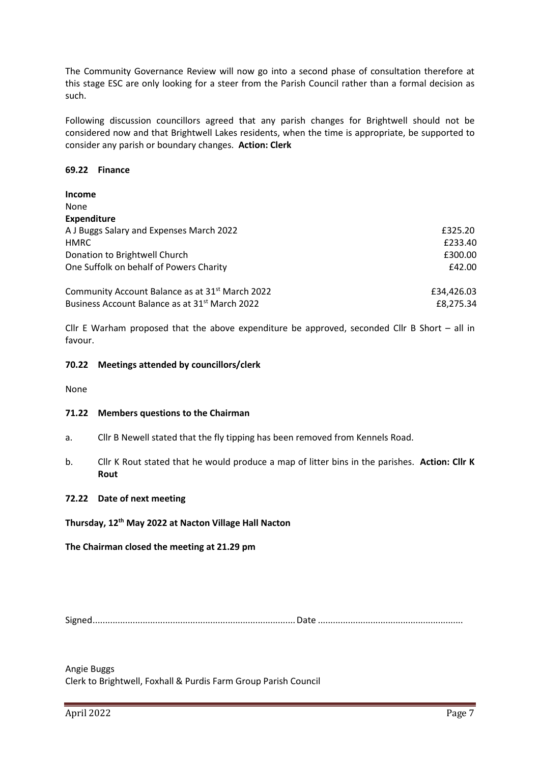The Community Governance Review will now go into a second phase of consultation therefore at this stage ESC are only looking for a steer from the Parish Council rather than a formal decision as such.

Following discussion councillors agreed that any parish changes for Brightwell should not be considered now and that Brightwell Lakes residents, when the time is appropriate, be supported to consider any parish or boundary changes. **Action: Clerk**

### 69.22 Finance

**Income**
None

**Expenditure**

| | |
|---|---|
| A J Buggs Salary and Expenses March 2022 | £325.20 |
| HMRC | £233.40 |
| Donation to Brightwell Church | £300.00 |
| One Suffolk on behalf of Powers Charity | £42.00 |
| Community Account Balance as at 31st March 2022 | £34,426.03 |
| Business Account Balance as at 31st March 2022 | £8,275.34 |

Cllr E Warham proposed that the above expenditure be approved, seconded Cllr B Short – all in favour.

### 70.22 Meetings attended by councillors/clerk

None

### 71.22 Members questions to the Chairman

a. Cllr B Newell stated that the fly tipping has been removed from Kennels Road.

b. Cllr K Rout stated that he would produce a map of litter bins in the parishes. **Action: Cllr K Rout**

### 72.22 Date of next meeting

**Thursday, 12th May 2022 at Nacton Village Hall Nacton**

**The Chairman closed the meeting at 21.29 pm**

Signed................................................................................ Date .........................................................

Angie Buggs
Clerk to Brightwell, Foxhall & Purdis Farm Group Parish Council